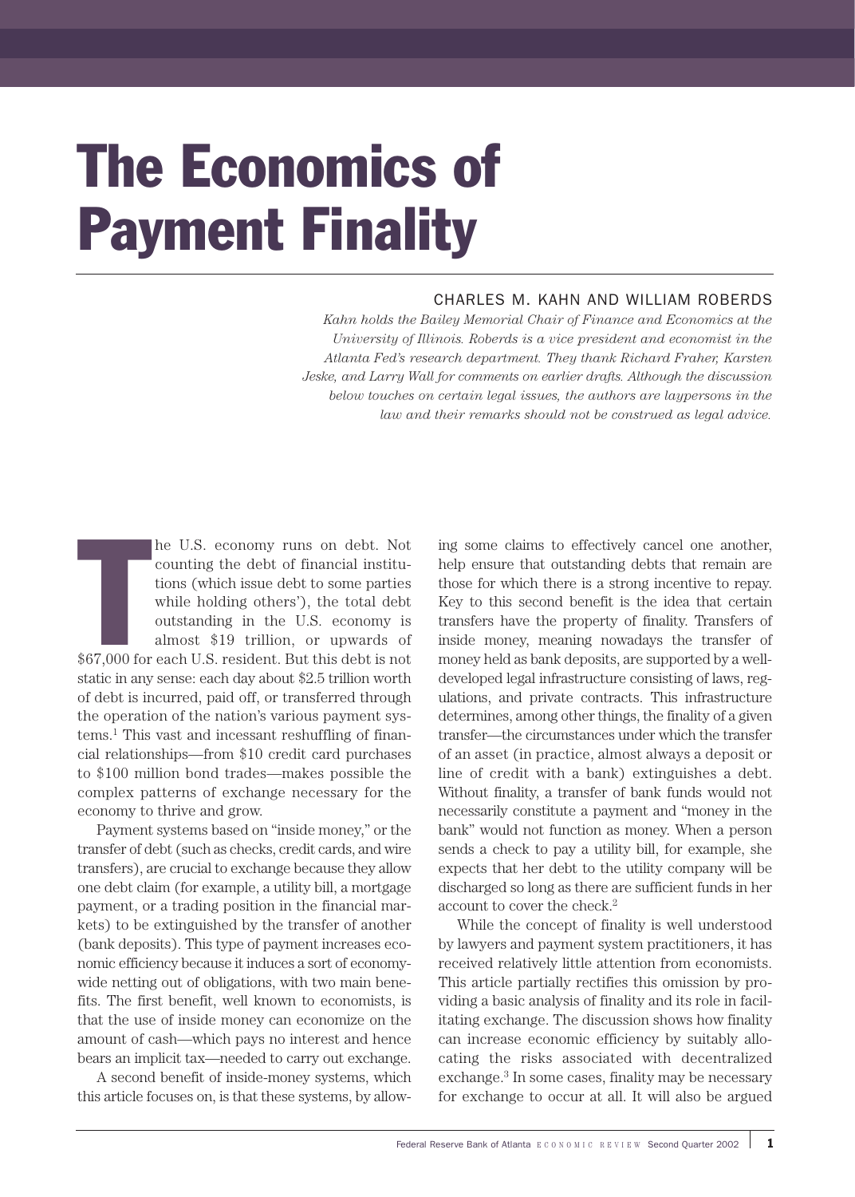# The Economics of Payment Finality

CHARLES M. KAHN AND WILLIAM ROBERDS

*Kahn holds the Bailey Memorial Chair of Finance and Economics at the University of Illinois. Roberds is a vice president and economist in the Atlanta Fed's research department. They thank Richard Fraher, Karsten Jeske, and Larry Wall for comments on earlier drafts. Although the discussion below touches on certain legal issues, the authors are laypersons in the law and their remarks should not be construed as legal advice.*

The U.S. economy runs on debt. Not counting the debt of financial institutions (which issue debt to some parties while holding others'), the total debt outstanding in the U.S. economy is almost $19 trillion, or upwards of $67,000 for each U.S. resident. But this debt is not static in any sense: each day about $2.5 trillion worth of debt is incurred, paid off, or transferred through the operation of the nation's various payment systems.[1] This vast and incessant reshuffling of financial relationships—from $10 credit card purchases to $100 million bond trades—makes possible the complex patterns of exchange necessary for the economy to thrive and grow.

Payment systems based on "inside money," or the transfer of debt (such as checks, credit cards, and wire transfers), are crucial to exchange because they allow one debt claim (for example, a utility bill, a mortgage payment, or a trading position in the financial markets) to be extinguished by the transfer of another (bank deposits). This type of payment increases economic efficiency because it induces a sort of economy-wide netting out of obligations, with two main benefits. The first benefit, well known to economists, is that the use of inside money can economize on the amount of cash—which pays no interest and hence bears an implicit tax—needed to carry out exchange.

A second benefit of inside-money systems, which this article focuses on, is that these systems, by allowing some claims to effectively cancel one another, help ensure that outstanding debts that remain are those for which there is a strong incentive to repay. Key to this second benefit is the idea that certain transfers have the property of finality. Transfers of inside money, meaning nowadays the transfer of money held as bank deposits, are supported by a well-developed legal infrastructure consisting of laws, regulations, and private contracts. This infrastructure determines, among other things, the finality of a given transfer—the circumstances under which the transfer of an asset (in practice, almost always a deposit or line of credit with a bank) extinguishes a debt. Without finality, a transfer of bank funds would not necessarily constitute a payment and "money in the bank" would not function as money. When a person sends a check to pay a utility bill, for example, she expects that her debt to the utility company will be discharged so long as there are sufficient funds in her account to cover the check.[2]

While the concept of finality is well understood by lawyers and payment system practitioners, it has received relatively little attention from economists. This article partially rectifies this omission by providing a basic analysis of finality and its role in facilitating exchange. The discussion shows how finality can increase economic efficiency by suitably allocating the risks associated with decentralized exchange.[3] In some cases, finality may be necessary for exchange to occur at all. It will also be argued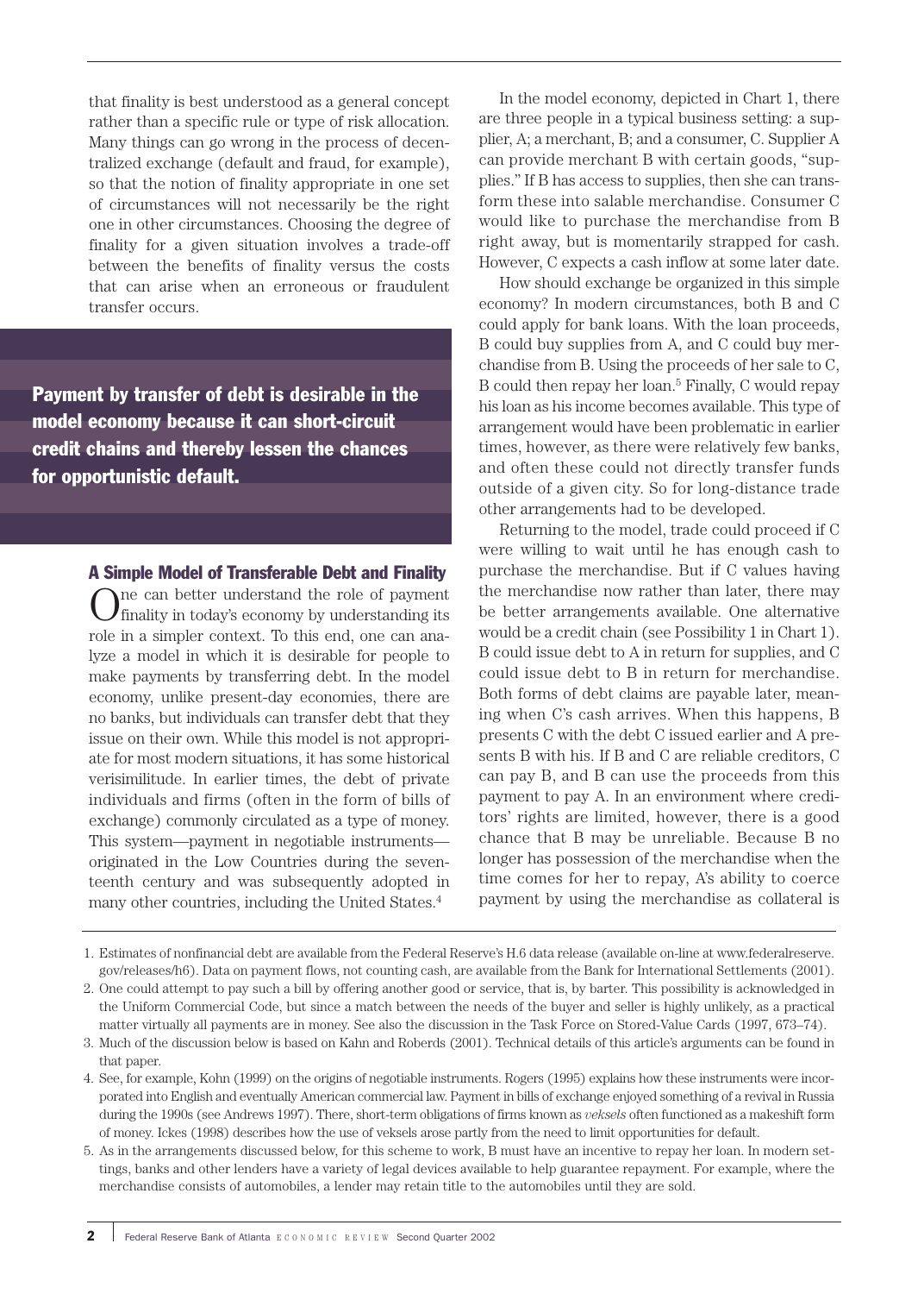that finality is best understood as a general concept rather than a specific rule or type of risk allocation. Many things can go wrong in the process of decentralized exchange (default and fraud, for example), so that the notion of finality appropriate in one set of circumstances will not necessarily be the right one in other circumstances. Choosing the degree of finality for a given situation involves a trade-off between the benefits of finality versus the costs that can arise when an erroneous or fraudulent transfer occurs.

**Payment by transfer of debt is desirable in the model economy because it can short-circuit credit chains and thereby lessen the chances for opportunistic default.**

### A Simple Model of Transferable Debt and Finality

One can better understand the role of payment finality in today's economy by understanding its role in a simpler context. To this end, one can analyze a model in which it is desirable for people to make payments by transferring debt. In the model economy, unlike present-day economies, there are no banks, but individuals can transfer debt that they issue on their own. While this model is not appropriate for most modern situations, it has some historical verisimilitude. In earlier times, the debt of private individuals and firms (often in the form of bills of exchange) commonly circulated as a type of money. This system—payment in negotiable instruments—originated in the Low Countries during the seventeenth century and was subsequently adopted in many other countries, including the United States.[4]

In the model economy, depicted in Chart 1, there are three people in a typical business setting: a supplier, A; a merchant, B; and a consumer, C. Supplier A can provide merchant B with certain goods, "supplies." If B has access to supplies, then she can transform these into salable merchandise. Consumer C would like to purchase the merchandise from B right away, but is momentarily strapped for cash. However, C expects a cash inflow at some later date.

How should exchange be organized in this simple economy? In modern circumstances, both B and C could apply for bank loans. With the loan proceeds, B could buy supplies from A, and C could buy merchandise from B. Using the proceeds of her sale to C, B could then repay her loan.[5] Finally, C would repay his loan as his income becomes available. This type of arrangement would have been problematic in earlier times, however, as there were relatively few banks, and often these could not directly transfer funds outside of a given city. So for long-distance trade other arrangements had to be developed.

Returning to the model, trade could proceed if C were willing to wait until he has enough cash to purchase the merchandise. But if C values having the merchandise now rather than later, there may be better arrangements available. One alternative would be a credit chain (see Possibility 1 in Chart 1). B could issue debt to A in return for supplies, and C could issue debt to B in return for merchandise. Both forms of debt claims are payable later, meaning when C's cash arrives. When this happens, B presents C with the debt C issued earlier and A presents B with his. If B and C are reliable creditors, C can pay B, and B can use the proceeds from this payment to pay A. In an environment where creditors' rights are limited, however, there is a good chance that B may be unreliable. Because B no longer has possession of the merchandise when the time comes for her to repay, A's ability to coerce payment by using the merchandise as collateral is

---

1. Estimates of nonfinancial debt are available from the Federal Reserve's H.6 data release (available on-line at www.federalreserve.gov/releases/h6). Data on payment flows, not counting cash, are available from the Bank for International Settlements (2001).
2. One could attempt to pay such a bill by offering another good or service, that is, by barter. This possibility is acknowledged in the Uniform Commercial Code, but since a match between the needs of the buyer and seller is highly unlikely, as a practical matter virtually all payments are in money. See also the discussion in the Task Force on Stored-Value Cards (1997, 673–74).
3. Much of the discussion below is based on Kahn and Roberts (2001). Technical details of this article's arguments can be found in that paper.
4. See, for example, Kohn (1999) on the origins of negotiable instruments. Rogers (1995) explains how these instruments were incorporated into English and eventually American commercial law. Payment in bills of exchange enjoyed something of a revival in Russia during the 1990s (see Andrews 1997). There, short-term obligations of firms known as *veksels* often functioned as a makeshift form of money. Ickes (1998) describes how the use of veksels arose partly from the need to limit opportunities for default.
5. As in the arrangements discussed below, for this scheme to work, B must have an incentive to repay her loan. In modern settings, banks and other lenders have a variety of legal devices available to help guarantee repayment. For example, where the merchandise consists of automobiles, a lender may retain title to the automobiles until they are sold.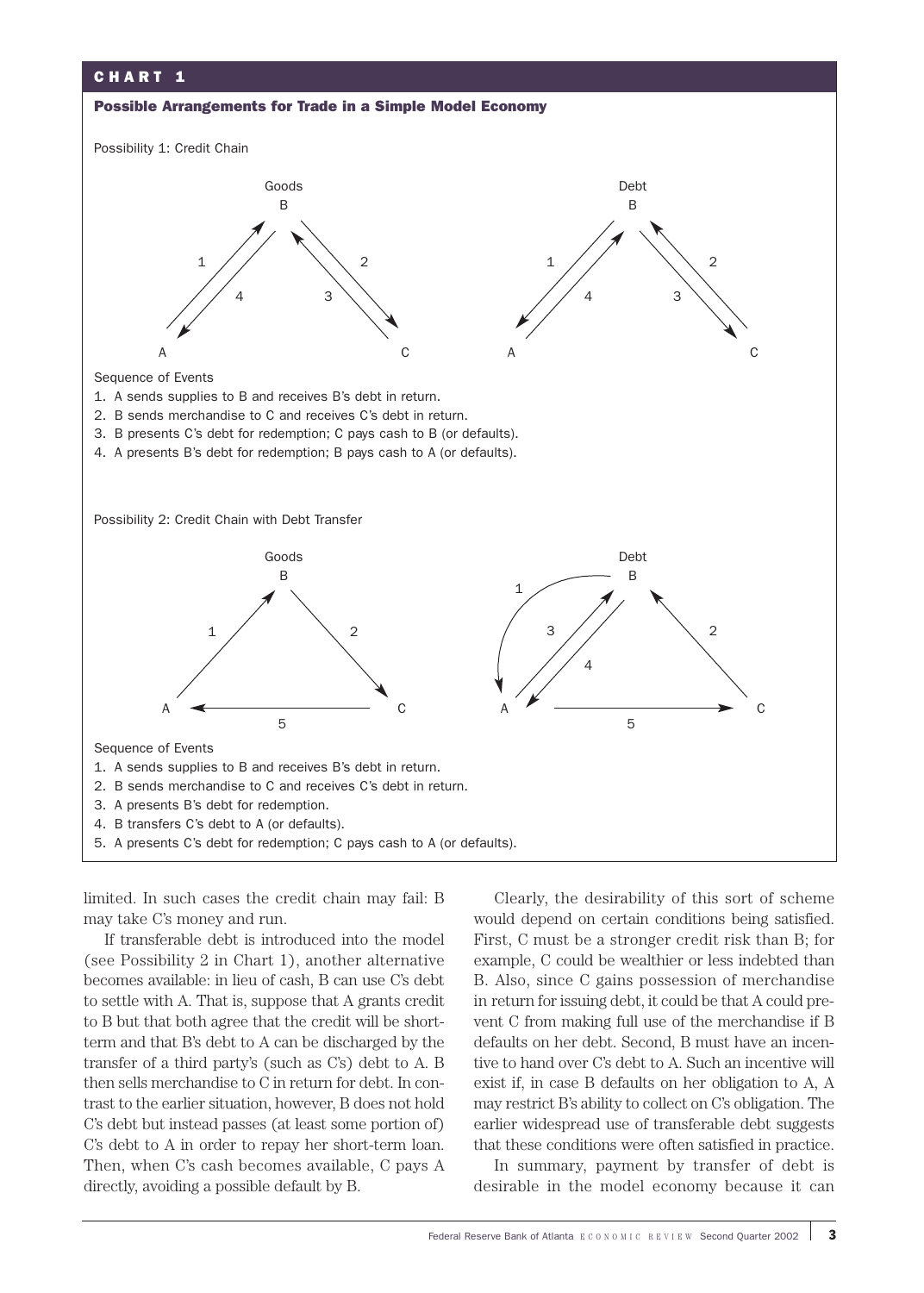## CHART 1

**Possible Arrangements for Trade in a Simple Model Economy**

Possibility 1: Credit Chain

Sequence of Events

1. A sends supplies to B and receives B's debt in return.
2. B sends merchandise to C and receives C's debt in return.
3. B presents C's debt for redemption; C pays cash to B (or defaults).
4. A presents B's debt for redemption; B pays cash to A (or defaults).

Possibility 2: Credit Chain with Debt Transfer

Sequence of Events

1. A sends supplies to B and receives B's debt in return.
2. B sends merchandise to C and receives C's debt in return.
3. A presents B's debt for redemption.
4. B transfers C's debt to A (or defaults).
5. A presents C's debt for redemption; C pays cash to A (or defaults).

limited. In such cases the credit chain may fail: B may take C's money and run.

If transferable debt is introduced into the model (see Possibility 2 in Chart 1), another alternative becomes available: in lieu of cash, B can use C's debt to settle with A. That is, suppose that A grants credit to B but that both agree that the credit will be short-term and that B's debt to A can be discharged by the transfer of a third party's (such as C's) debt to A. B then sells merchandise to C in return for debt. In contrast to the earlier situation, however, B does not hold C's debt but instead passes (at least some portion of) C's debt to A in order to repay her short-term loan. Then, when C's cash becomes available, C pays A directly, avoiding a possible default by B.

Clearly, the desirability of this sort of scheme would depend on certain conditions being satisfied. First, C must be a stronger credit risk than B; for example, C could be wealthier or less indebted than B. Also, since C gains possession of merchandise in return for issuing debt, it could be that A could prevent C from making full use of the merchandise if B defaults on her debt. Second, B must have an incentive to hand over C's debt to A. Such an incentive will exist if, in case B defaults on her obligation to A, A may restrict B's ability to collect on C's obligation. The earlier widespread use of transferable debt suggests that these conditions were often satisfied in practice.

In summary, payment by transfer of debt is desirable in the model economy because it can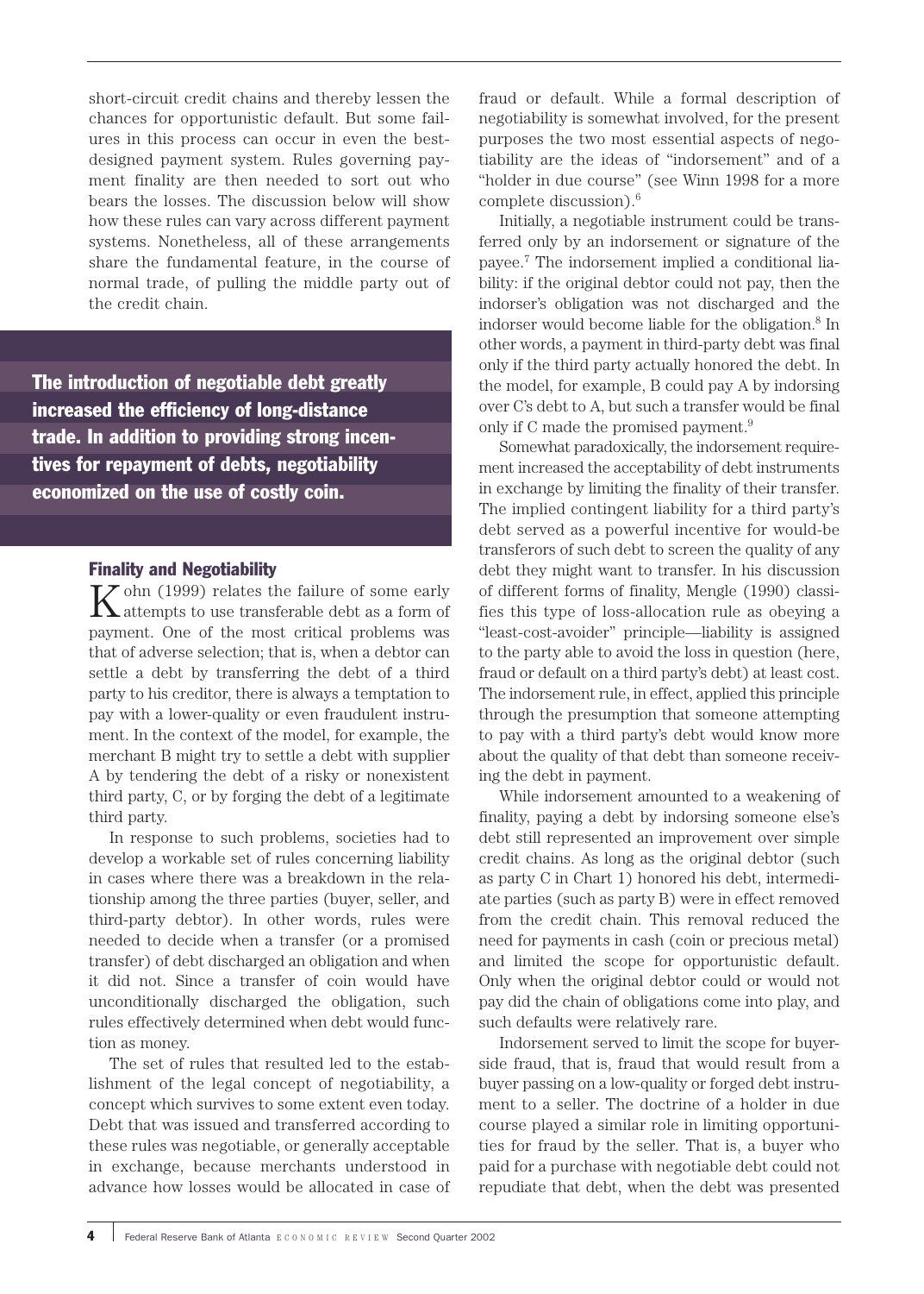short-circuit credit chains and thereby lessen the chances for opportunistic default. But some failures in this process can occur in even the best-designed payment system. Rules governing payment finality are then needed to sort out who bears the losses. The discussion below will show how these rules can vary across different payment systems. Nonetheless, all of these arrangements share the fundamental feature, in the course of normal trade, of pulling the middle party out of the credit chain.

**The introduction of negotiable debt greatly increased the efficiency of long-distance trade. In addition to providing strong incentives for repayment of debts, negotiability economized on the use of costly coin.**

### Finality and Negotiability

Kohn (1999) relates the failure of some early attempts to use transferable debt as a form of payment. One of the most critical problems was that of adverse selection; that is, when a debtor can settle a debt by transferring the debt of a third party to his creditor, there is always a temptation to pay with a lower-quality or even fraudulent instrument. In the context of the model, for example, the merchant B might try to settle a debt with supplier A by tendering the debt of a risky or nonexistent third party, C, or by forging the debt of a legitimate third party.

In response to such problems, societies had to develop a workable set of rules concerning liability in cases where there was a breakdown in the relationship among the three parties (buyer, seller, and third-party debtor). In other words, rules were needed to decide when a transfer (or a promised transfer) of debt discharged an obligation and when it did not. Since a transfer of coin would have unconditionally discharged the obligation, such rules effectively determined when debt would function as money.

The set of rules that resulted led to the establishment of the legal concept of negotiability, a concept which survives to some extent even today. Debt that was issued and transferred according to these rules was negotiable, or generally acceptable in exchange, because merchants understood in advance how losses would be allocated in case of fraud or default. While a formal description of negotiability is somewhat involved, for the present purposes the two most essential aspects of negotiability are the ideas of "indorsement" and of a "holder in due course" (see Winn 1998 for a more complete discussion).[6]

Initially, a negotiable instrument could be transferred only by an indorsement or signature of the payee.[7] The indorsement implied a conditional liability: if the original debtor could not pay, then the indorser's obligation was not discharged and the indorser would become liable for the obligation.[8] In other words, a payment in third-party debt was final only if the third party actually honored the debt. In the model, for example, B could pay A by indorsing over C's debt to A, but such a transfer would be final only if C made the promised payment.[9]

Somewhat paradoxically, the indorsement requirement increased the acceptability of debt instruments in exchange by limiting the finality of their transfer. The implied contingent liability for a third party's debt served as a powerful incentive for would-be transferors of such debt to screen the quality of any debt they might want to transfer. In his discussion of different forms of finality, Mengle (1990) classifies this type of loss-allocation rule as obeying a "least-cost-avoider" principle—liability is assigned to the party able to avoid the loss in question (here, fraud or default on a third party's debt) at least cost. The indorsement rule, in effect, applied this principle through the presumption that someone attempting to pay with a third party's debt would know more about the quality of that debt than someone receiving the debt in payment.

While indorsement amounted to a weakening of finality, paying a debt by indorsing someone else's debt still represented an improvement over simple credit chains. As long as the original debtor (such as party C in Chart 1) honored his debt, intermediate parties (such as party B) were in effect removed from the credit chain. This removal reduced the need for payments in cash (coin or precious metal) and limited the scope for opportunistic default. Only when the original debtor could or would not pay did the chain of obligations come into play, and such defaults were relatively rare.

Indorsement served to limit the scope for buyer-side fraud, that is, fraud that would result from a buyer passing on a low-quality or forged debt instrument to a seller. The doctrine of a holder in due course played a similar role in limiting opportunities for fraud by the seller. That is, a buyer who paid for a purchase with negotiable debt could not repudiate that debt, when the debt was presented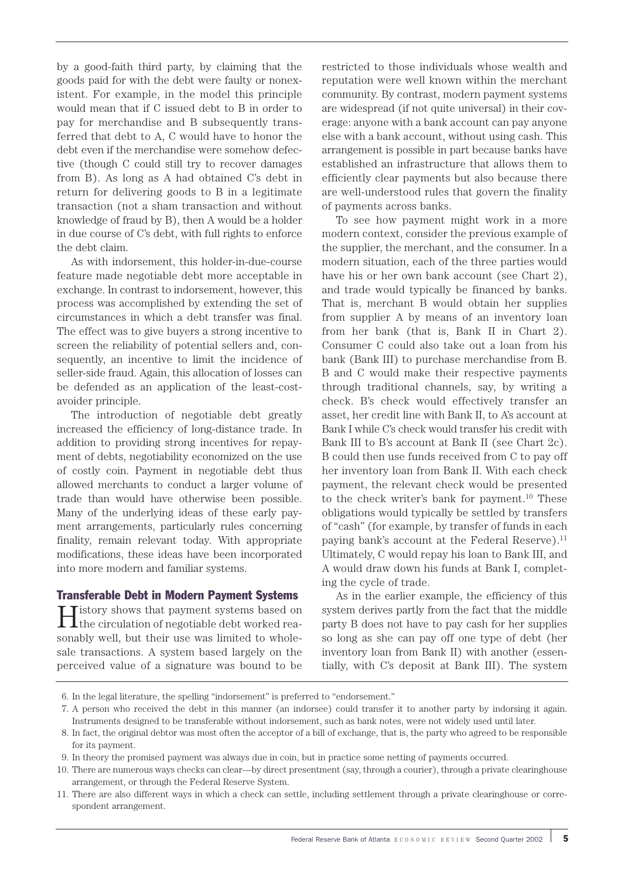by a good-faith third party, by claiming that the goods paid for with the debt were faulty or nonexistent. For example, in the model this principle would mean that if C issued debt to B in order to pay for merchandise and B subsequently transferred that debt to A, C would have to honor the debt even if the merchandise were somehow defective (though C could still try to recover damages from B). As long as A had obtained C's debt in return for delivering goods to B in a legitimate transaction (not a sham transaction and without knowledge of fraud by B), then A would be a holder in due course of C's debt, with full rights to enforce the debt claim.

As with indorsement, this holder-in-due-course feature made negotiable debt more acceptable in exchange. In contrast to indorsement, however, this process was accomplished by extending the set of circumstances in which a debt transfer was final. The effect was to give buyers a strong incentive to screen the reliability of potential sellers and, consequently, an incentive to limit the incidence of seller-side fraud. Again, this allocation of losses can be defended as an application of the least-cost-avoider principle.

The introduction of negotiable debt greatly increased the efficiency of long-distance trade. In addition to providing strong incentives for repayment of debts, negotiability economized on the use of costly coin. Payment in negotiable debt thus allowed merchants to conduct a larger volume of trade than would have otherwise been possible. Many of the underlying ideas of these early payment arrangements, particularly rules concerning finality, remain relevant today. With appropriate modifications, these ideas have been incorporated into more modern and familiar systems.

## Transferable Debt in Modern Payment Systems

History shows that payment systems based on the circulation of negotiable debt worked reasonably well, but their use was limited to wholesale transactions. A system based largely on the perceived value of a signature was bound to be restricted to those individuals whose wealth and reputation were well known within the merchant community. By contrast, modern payment systems are widespread (if not quite universal) in their coverage: anyone with a bank account can pay anyone else with a bank account, without using cash. This arrangement is possible in part because banks have established an infrastructure that allows them to efficiently clear payments but also because there are well-understood rules that govern the finality of payments across banks.

To see how payment might work in a more modern context, consider the previous example of the supplier, the merchant, and the consumer. In a modern situation, each of the three parties would have his or her own bank account (see Chart 2), and trade would typically be financed by banks. That is, merchant B would obtain her supplies from supplier A by means of an inventory loan from her bank (that is, Bank II in Chart 2). Consumer C could also take out a loan from his bank (Bank III) to purchase merchandise from B. B and C would make their respective payments through traditional channels, say, by writing a check. B's check would effectively transfer an asset, her credit line with Bank II, to A's account at Bank I while C's check would transfer his credit with Bank III to B's account at Bank II (see Chart 2c). B could then use funds received from C to pay off her inventory loan from Bank II. With each check payment, the relevant check would be presented to the check writer's bank for payment.[10] These obligations would typically be settled by transfers of "cash" (for example, by transfer of funds in each paying bank's account at the Federal Reserve).[11] Ultimately, C would repay his loan to Bank III, and A would draw down his funds at Bank I, completing the cycle of trade.

As in the earlier example, the efficiency of this system derives partly from the fact that the middle party B does not have to pay cash for her supplies so long as she can pay off one type of debt (her inventory loan from Bank II) with another (essentially, with C's deposit at Bank III). The system

---

6. In the legal literature, the spelling "indorsement" is preferred to "endorsement."
7. A person who received the debt in this manner (an indorsee) could transfer it to another party by indorsing it again. Instruments designed to be transferable without indorsement, such as bank notes, were not widely used until later.
8. In fact, the original debtor was most often the acceptor of a bill of exchange, that is, the party who agreed to be responsible for its payment.
9. In theory the promised payment was always due in coin, but in practice some netting of payments occurred.
10. There are numerous ways checks can clear—by direct presentment (say, through a courier), through a private clearinghouse arrangement, or through the Federal Reserve System.
11. There are also different ways in which a check can settle, including settlement through a private clearinghouse or correspondent arrangement.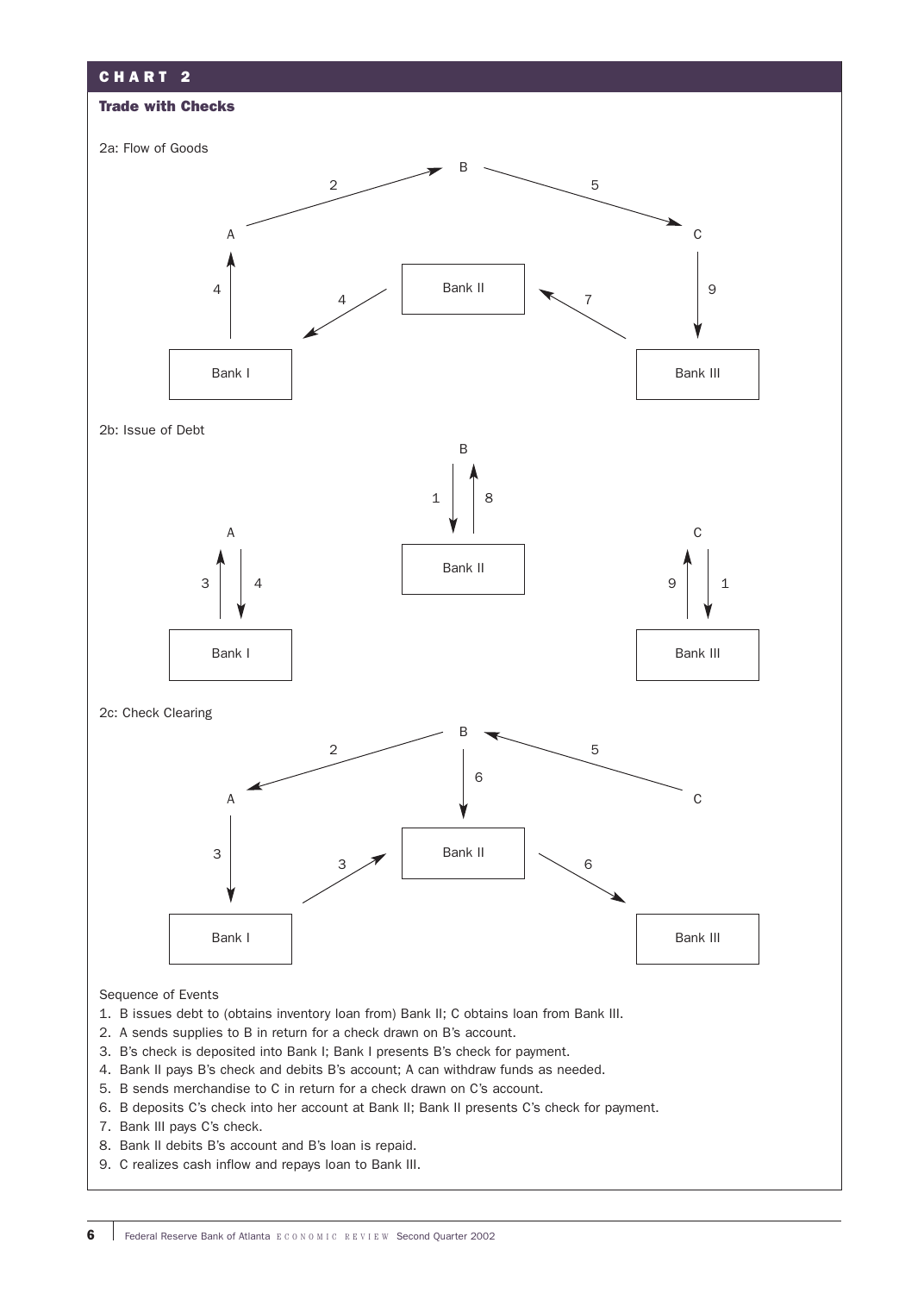## CHART 2

**Trade with Checks**

2a: Flow of Goods

2b: Issue of Debt

2c: Check Clearing

Sequence of Events

1. B issues debt to (obtains inventory loan from) Bank II; C obtains loan from Bank III.
2. A sends supplies to B in return for a check drawn on B's account.
3. B's check is deposited into Bank I; Bank I presents B's check for payment.
4. Bank II pays B's check and debits B's account; A can withdraw funds as needed.
5. B sends merchandise to C in return for a check drawn on C's account.
6. B deposits C's check into her account at Bank II; Bank II presents C's check for payment.
7. Bank III pays C's check.
8. Bank II debits B's account and B's loan is repaid.
9. C realizes cash inflow and repays loan to Bank III.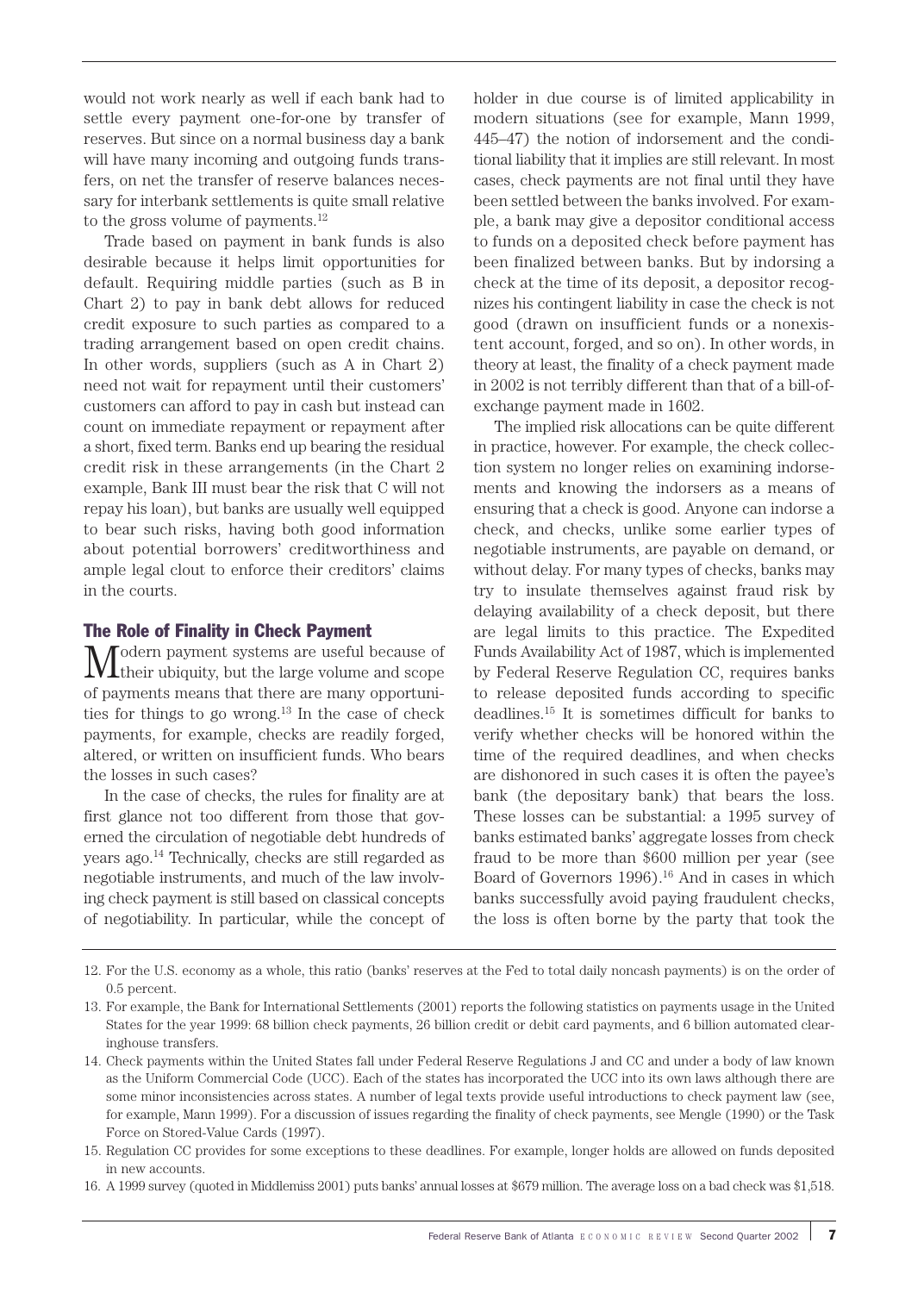would not work nearly as well if each bank had to settle every payment one-for-one by transfer of reserves. But since on a normal business day a bank will have many incoming and outgoing funds transfers, on net the transfer of reserve balances necessary for interbank settlements is quite small relative to the gross volume of payments.[12]

Trade based on payment in bank funds is also desirable because it helps limit opportunities for default. Requiring middle parties (such as B in Chart 2) to pay in bank debt allows for reduced credit exposure to such parties as compared to a trading arrangement based on open credit chains. In other words, suppliers (such as A in Chart 2) need not wait for repayment until their customers' customers can afford to pay in cash but instead can count on immediate repayment or repayment after a short, fixed term. Banks end up bearing the residual credit risk in these arrangements (in the Chart 2 example, Bank III must bear the risk that C will not repay his loan), but banks are usually well equipped to bear such risks, having both good information about potential borrowers' creditworthiness and ample legal clout to enforce their creditors' claims in the courts.

## The Role of Finality in Check Payment

Modern payment systems are useful because of their ubiquity, but the large volume and scope of payments means that there are many opportunities for things to go wrong.[13] In the case of check payments, for example, checks are readily forged, altered, or written on insufficient funds. Who bears the losses in such cases?

In the case of checks, the rules for finality are at first glance not too different from those that governed the circulation of negotiable debt hundreds of years ago.[14] Technically, checks are still regarded as negotiable instruments, and much of the law involving check payment is still based on classical concepts of negotiability. In particular, while the concept of holder in due course is of limited applicability in modern situations (see for example, Mann 1999, 445–47) the notion of indorsement and the conditional liability that it implies are still relevant. In most cases, check payments are not final until they have been settled between the banks involved. For example, a bank may give a depositor conditional access to funds on a deposited check before payment has been finalized between banks. But by indorsing a check at the time of its deposit, a depositor recognizes his contingent liability in case the check is not good (drawn on insufficient funds or a nonexistent account, forged, and so on). In other words, in theory at least, the finality of a check payment made in 2002 is not terribly different than that of a bill-of-exchange payment made in 1602.

The implied risk allocations can be quite different in practice, however. For example, the check collection system no longer relies on examining indorsements and knowing the indorsers as a means of ensuring that a check is good. Anyone can indorse a check, and checks, unlike some earlier types of negotiable instruments, are payable on demand, or without delay. For many types of checks, banks may try to insulate themselves against fraud risk by delaying availability of a check deposit, but there are legal limits to this practice. The Expedited Funds Availability Act of 1987, which is implemented by Federal Reserve Regulation CC, requires banks to release deposited funds according to specific deadlines.[15] It is sometimes difficult for banks to verify whether checks will be honored within the time of the required deadlines, and when checks are dishonored in such cases it is often the payee's bank (the depositary bank) that bears the loss. These losses can be substantial: a 1995 survey of banks estimated banks' aggregate losses from check fraud to be more than \$600 million per year (see Board of Governors 1996).[16] And in cases in which banks successfully avoid paying fraudulent checks, the loss is often borne by the party that took the

---

12. For the U.S. economy as a whole, this ratio (banks' reserves at the Fed to total daily noncash payments) is on the order of 0.5 percent.

13. For example, the Bank for International Settlements (2001) reports the following statistics on payments usage in the United States for the year 1999: 68 billion check payments, 26 billion credit or debit card payments, and 6 billion automated clearinghouse transfers.

14. Check payments within the United States fall under Federal Reserve Regulations J and CC and under a body of law known as the Uniform Commercial Code (UCC). Each of the states has incorporated the UCC into its own laws although there are some minor inconsistencies across states. A number of legal texts provide useful introductions to check payment law (see, for example, Mann 1999). For a discussion of issues regarding the finality of check payments, see Mengle (1990) or the Task Force on Stored-Value Cards (1997).

15. Regulation CC provides for some exceptions to these deadlines. For example, longer holds are allowed on funds deposited in new accounts.

16. A 1999 survey (quoted in Middlemiss 2001) puts banks' annual losses at \$679 million. The average loss on a bad check was \$1,518.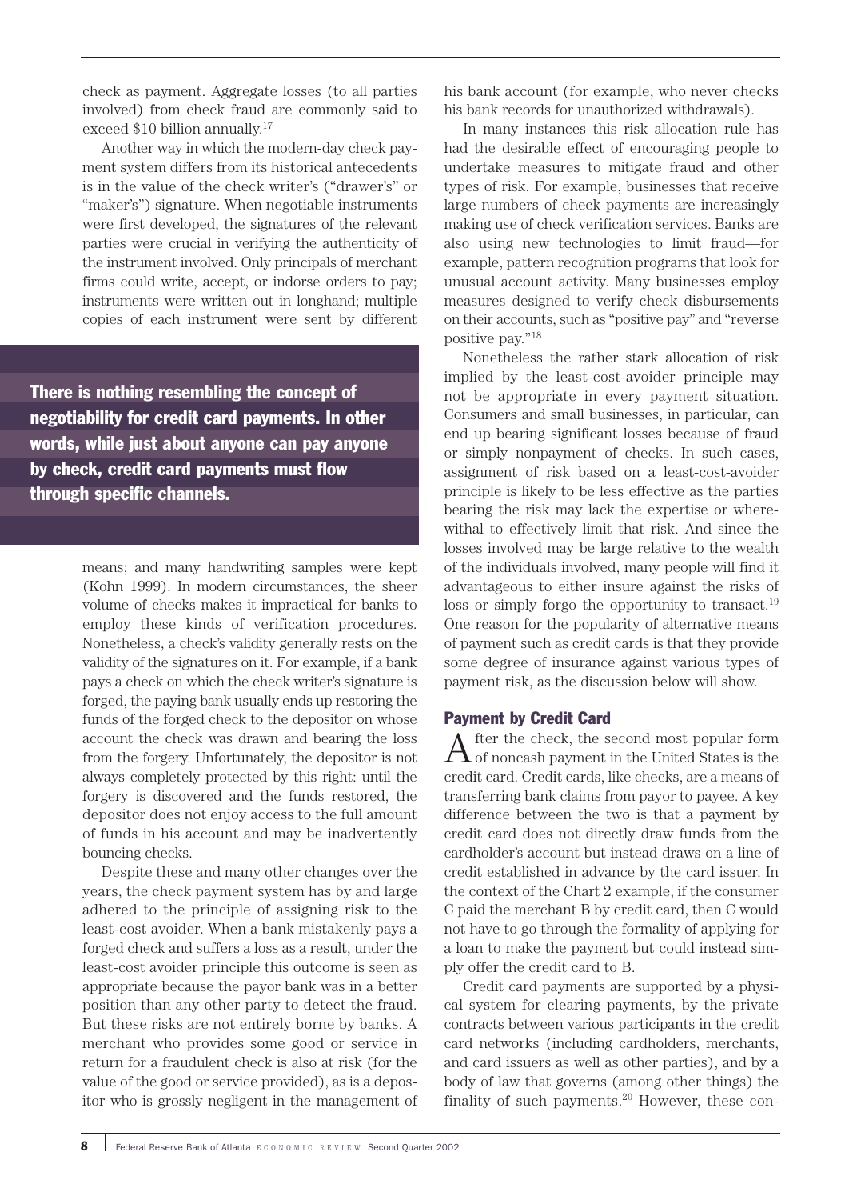check as payment. Aggregate losses (to all parties involved) from check fraud are commonly said to exceed $10 billion annually.[17]

Another way in which the modern-day check payment system differs from its historical antecedents is in the value of the check writer's ("drawer's" or "maker's") signature. When negotiable instruments were first developed, the signatures of the relevant parties were crucial in verifying the authenticity of the instrument involved. Only principals of merchant firms could write, accept, or indorse orders to pay; instruments were written out in longhand; multiple copies of each instrument were sent by different means; and many handwriting samples were kept (Kohn 1999). In modern circumstances, the sheer volume of checks makes it impractical for banks to employ these kinds of verification procedures. Nonetheless, a check's validity generally rests on the validity of the signatures on it. For example, if a bank pays a check on which the check writer's signature is forged, the paying bank usually ends up restoring the funds of the forged check to the depositor on whose account the check was drawn and bearing the loss from the forgery. Unfortunately, the depositor is not always completely protected by this right: until the forgery is discovered and the funds restored, the depositor does not enjoy access to the full amount of funds in his account and may be inadvertently bouncing checks.

**There is nothing resembling the concept of negotiability for credit card payments. In other words, while just about anyone can pay anyone by check, credit card payments must flow through specific channels.**

Despite these and many other changes over the years, the check payment system has by and large adhered to the principle of assigning risk to the least-cost avoider. When a bank mistakenly pays a forged check and suffers a loss as a result, under the least-cost avoider principle this outcome is seen as appropriate because the payor bank was in a better position than any other party to detect the fraud. But these risks are not entirely borne by banks. A merchant who provides some good or service in return for a fraudulent check is also at risk (for the value of the good or service provided), as is a depositor who is grossly negligent in the management of his bank account (for example, who never checks his bank records for unauthorized withdrawals).

In many instances this risk allocation rule has had the desirable effect of encouraging people to undertake measures to mitigate fraud and other types of risk. For example, businesses that receive large numbers of check payments are increasingly making use of check verification services. Banks are also using new technologies to limit fraud—for example, pattern recognition programs that look for unusual account activity. Many businesses employ measures designed to verify check disbursements on their accounts, such as "positive pay" and "reverse positive pay."[18]

Nonetheless the rather stark allocation of risk implied by the least-cost-avoider principle may not be appropriate in every payment situation. Consumers and small businesses, in particular, can end up bearing significant losses because of fraud or simply nonpayment of checks. In such cases, assignment of risk based on a least-cost-avoider principle is likely to be less effective as the parties bearing the risk may lack the expertise or wherewithal to effectively limit that risk. And since the losses involved may be large relative to the wealth of the individuals involved, many people will find it advantageous to either insure against the risks of loss or simply forgo the opportunity to transact.[19] One reason for the popularity of alternative means of payment such as credit cards is that they provide some degree of insurance against various types of payment risk, as the discussion below will show.

## Payment by Credit Card

After the check, the second most popular form of noncash payment in the United States is the credit card. Credit cards, like checks, are a means of transferring bank claims from payor to payee. A key difference between the two is that a payment by credit card does not directly draw funds from the cardholder's account but instead draws on a line of credit established in advance by the card issuer. In the context of the Chart 2 example, if the consumer C paid the merchant B by credit card, then C would not have to go through the formality of applying for a loan to make the payment but could instead simply offer the credit card to B.

Credit card payments are supported by a physical system for clearing payments, by the private contracts between various participants in the credit card networks (including cardholders, merchants, and card issuers as well as other parties), and by a body of law that governs (among other things) the finality of such payments.[20] However, these con-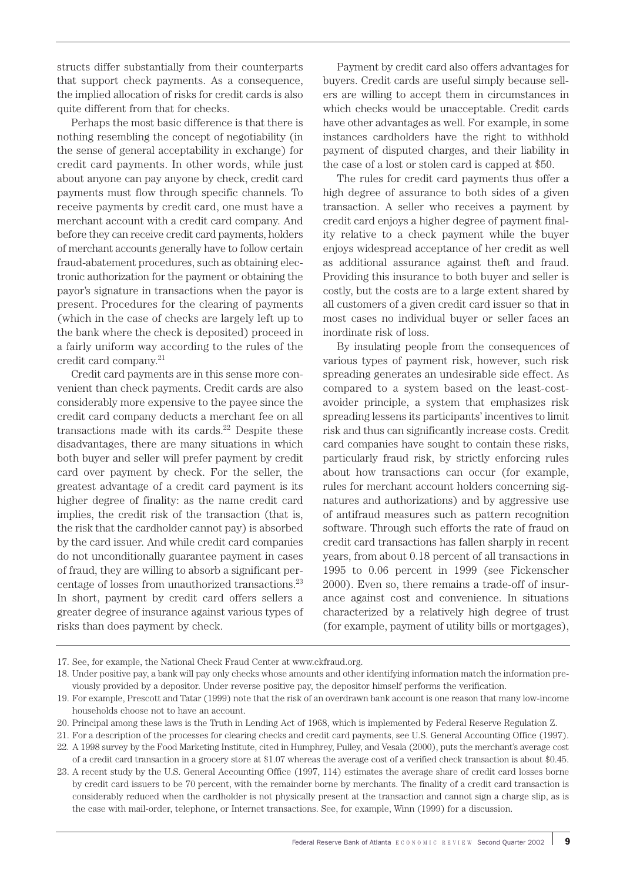structs differ substantially from their counterparts that support check payments. As a consequence, the implied allocation of risks for credit cards is also quite different from that for checks.

Perhaps the most basic difference is that there is nothing resembling the concept of negotiability (in the sense of general acceptability in exchange) for credit card payments. In other words, while just about anyone can pay anyone by check, credit card payments must flow through specific channels. To receive payments by credit card, one must have a merchant account with a credit card company. And before they can receive credit card payments, holders of merchant accounts generally have to follow certain fraud-abatement procedures, such as obtaining electronic authorization for the payment or obtaining the payor's signature in transactions when the payor is present. Procedures for the clearing of payments (which in the case of checks are largely left up to the bank where the check is deposited) proceed in a fairly uniform way according to the rules of the credit card company.[21]

Credit card payments are in this sense more convenient than check payments. Credit cards are also considerably more expensive to the payee since the credit card company deducts a merchant fee on all transactions made with its cards.[22] Despite these disadvantages, there are many situations in which both buyer and seller will prefer payment by credit card over payment by check. For the seller, the greatest advantage of a credit card payment is its higher degree of finality: as the name credit card implies, the credit risk of the transaction (that is, the risk that the cardholder cannot pay) is absorbed by the card issuer. And while credit card companies do not unconditionally guarantee payment in cases of fraud, they are willing to absorb a significant percentage of losses from unauthorized transactions.[23] In short, payment by credit card offers sellers a greater degree of insurance against various types of risks than does payment by check.

Payment by credit card also offers advantages for buyers. Credit cards are useful simply because sellers are willing to accept them in circumstances in which checks would be unacceptable. Credit cards have other advantages as well. For example, in some instances cardholders have the right to withhold payment of disputed charges, and their liability in the case of a lost or stolen card is capped at $50.

The rules for credit card payments thus offer a high degree of assurance to both sides of a given transaction. A seller who receives a payment by credit card enjoys a higher degree of payment finality relative to a check payment while the buyer enjoys widespread acceptance of her credit as well as additional assurance against theft and fraud. Providing this insurance to both buyer and seller is costly, but the costs are to a large extent shared by all customers of a given credit card issuer so that in most cases no individual buyer or seller faces an inordinate risk of loss.

By insulating people from the consequences of various types of payment risk, however, such risk spreading generates an undesirable side effect. As compared to a system based on the least-cost-avoider principle, a system that emphasizes risk spreading lessens its participants' incentives to limit risk and thus can significantly increase costs. Credit card companies have sought to contain these risks, particularly fraud risk, by strictly enforcing rules about how transactions can occur (for example, rules for merchant account holders concerning signatures and authorizations) and by aggressive use of antifraud measures such as pattern recognition software. Through such efforts the rate of fraud on credit card transactions has fallen sharply in recent years, from about 0.18 percent of all transactions in 1995 to 0.06 percent in 1999 (see Fickenscher 2000). Even so, there remains a trade-off of insurance against cost and convenience. In situations characterized by a relatively high degree of trust (for example, payment of utility bills or mortgages),

---

17. See, for example, the National Check Fraud Center at www.ckfraud.org.
18. Under positive pay, a bank will pay only checks whose amounts and other identifying information match the information previously provided by a depositor. Under reverse positive pay, the depositor himself performs the verification.
19. For example, Prescott and Tatar (1999) note that the risk of an overdrawn bank account is one reason that many low-income households choose not to have an account.
20. Principal among these laws is the Truth in Lending Act of 1968, which is implemented by Federal Reserve Regulation Z.
21. For a description of the processes for clearing checks and credit card payments, see U.S. General Accounting Office (1997).
22. A 1998 survey by the Food Marketing Institute, cited in Humphrey, Pulley, and Vesala (2000), puts the merchant's average cost of a credit card transaction in a grocery store at $1.07 whereas the average cost of a verified check transaction is about $0.45.
23. A recent study by the U.S. General Accounting Office (1997, 114) estimates the average share of credit card losses borne by credit card issuers to be 70 percent, with the remainder borne by merchants. The finality of a credit card transaction is considerably reduced when the cardholder is not physically present at the transaction and cannot sign a charge slip, as is the case with mail-order, telephone, or Internet transactions. See, for example, Winn (1999) for a discussion.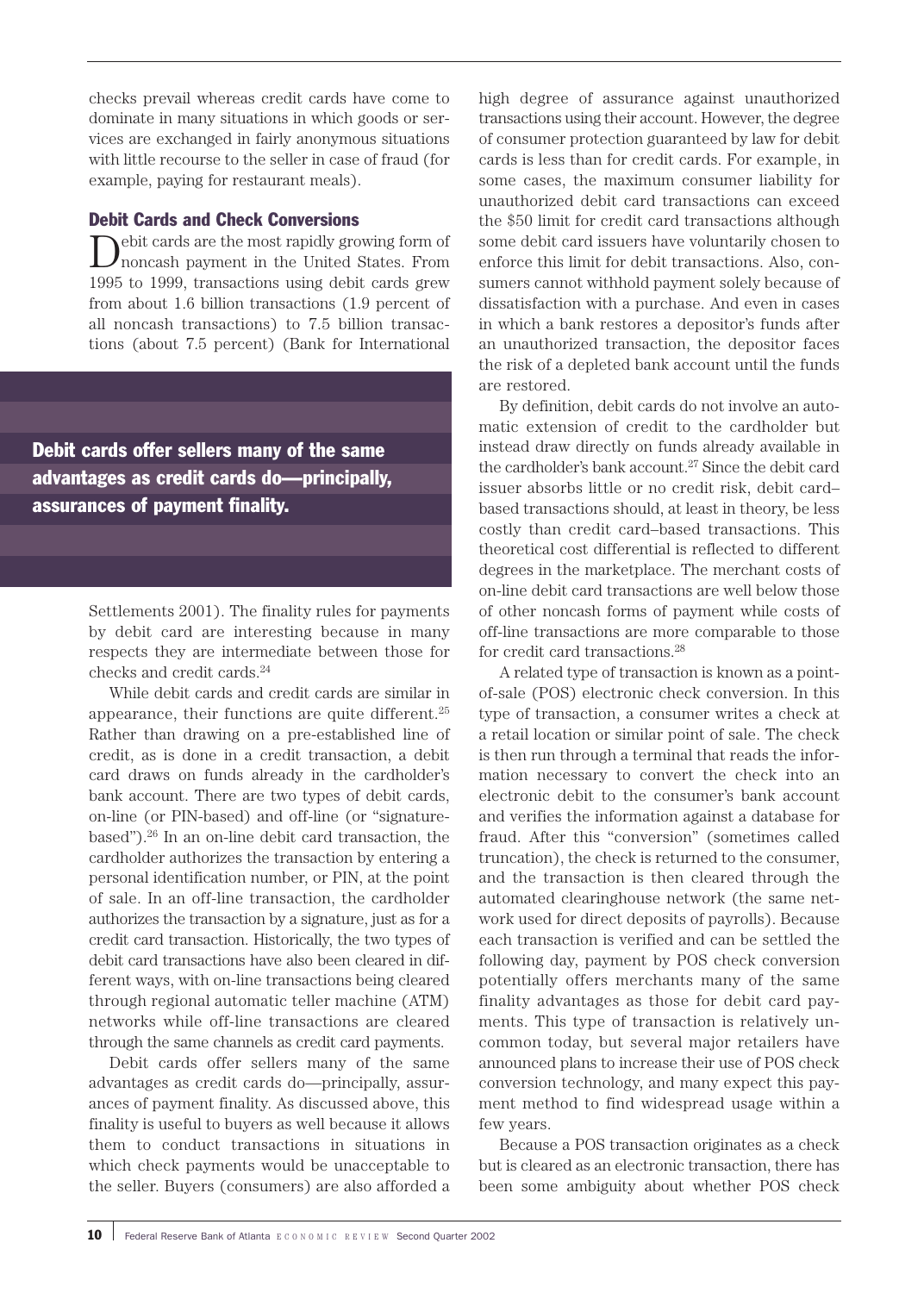checks prevail whereas credit cards have come to dominate in many situations in which goods or services are exchanged in fairly anonymous situations with little recourse to the seller in case of fraud (for example, paying for restaurant meals).

### Debit Cards and Check Conversions

Debit cards are the most rapidly growing form of noncash payment in the United States. From 1995 to 1999, transactions using debit cards grew from about 1.6 billion transactions (1.9 percent of all noncash transactions) to 7.5 billion transactions (about 7.5 percent) (Bank for International Settlements 2001). The finality rules for payments by debit card are interesting because in many respects they are intermediate between those for checks and credit cards.[24]

**Debit cards offer sellers many of the same advantages as credit cards do—principally, assurances of payment finality.**

While debit cards and credit cards are similar in appearance, their functions are quite different.[25] Rather than drawing on a pre-established line of credit, as is done in a credit transaction, a debit card draws on funds already in the cardholder's bank account. There are two types of debit cards, on-line (or PIN-based) and off-line (or "signature-based").[26] In an on-line debit card transaction, the cardholder authorizes the transaction by entering a personal identification number, or PIN, at the point of sale. In an off-line transaction, the cardholder authorizes the transaction by a signature, just as for a credit card transaction. Historically, the two types of debit card transactions have also been cleared in different ways, with on-line transactions being cleared through regional automatic teller machine (ATM) networks while off-line transactions are cleared through the same channels as credit card payments.

Debit cards offer sellers many of the same advantages as credit cards do—principally, assurances of payment finality. As discussed above, this finality is useful to buyers as well because it allows them to conduct transactions in situations in which check payments would be unacceptable to the seller. Buyers (consumers) are also afforded a high degree of assurance against unauthorized transactions using their account. However, the degree of consumer protection guaranteed by law for debit cards is less than for credit cards. For example, in some cases, the maximum consumer liability for unauthorized debit card transactions can exceed the $50 limit for credit card transactions although some debit card issuers have voluntarily chosen to enforce this limit for debit transactions. Also, consumers cannot withhold payment solely because of dissatisfaction with a purchase. And even in cases in which a bank restores a depositor's funds after an unauthorized transaction, the depositor faces the risk of a depleted bank account until the funds are restored.

By definition, debit cards do not involve an automatic extension of credit to the cardholder but instead draw directly on funds already available in the cardholder's bank account.[27] Since the debit card issuer absorbs little or no credit risk, debit card–based transactions should, at least in theory, be less costly than credit card–based transactions. This theoretical cost differential is reflected to different degrees in the marketplace. The merchant costs of on-line debit card transactions are well below those of other noncash forms of payment while costs of off-line transactions are more comparable to those for credit card transactions.[28]

A related type of transaction is known as a point-of-sale (POS) electronic check conversion. In this type of transaction, a consumer writes a check at a retail location or similar point of sale. The check is then run through a terminal that reads the information necessary to convert the check into an electronic debit to the consumer's bank account and verifies the information against a database for fraud. After this "conversion" (sometimes called truncation), the check is returned to the consumer, and the transaction is then cleared through the automated clearinghouse network (the same network used for direct deposits of payrolls). Because each transaction is verified and can be settled the following day, payment by POS check conversion potentially offers merchants many of the same finality advantages as those for debit card payments. This type of transaction is relatively uncommon today, but several major retailers have announced plans to increase their use of POS check conversion technology, and many expect this payment method to find widespread usage within a few years.

Because a POS transaction originates as a check but is cleared as an electronic transaction, there has been some ambiguity about whether POS check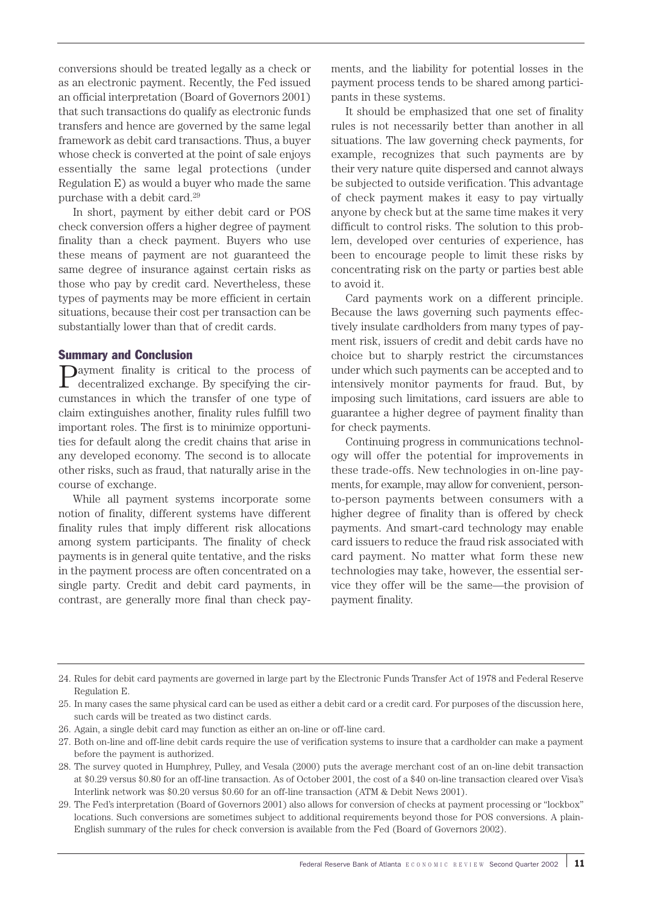conversions should be treated legally as a check or as an electronic payment. Recently, the Fed issued an official interpretation (Board of Governors 2001) that such transactions do qualify as electronic funds transfers and hence are governed by the same legal framework as debit card transactions. Thus, a buyer whose check is converted at the point of sale enjoys essentially the same legal protections (under Regulation E) as would a buyer who made the same purchase with a debit card.[29]

In short, payment by either debit card or POS check conversion offers a higher degree of payment finality than a check payment. Buyers who use these means of payment are not guaranteed the same degree of insurance against certain risks as those who pay by credit card. Nevertheless, these types of payments may be more efficient in certain situations, because their cost per transaction can be substantially lower than that of credit cards.

## Summary and Conclusion

Payment finality is critical to the process of decentralized exchange. By specifying the circumstances in which the transfer of one type of claim extinguishes another, finality rules fulfill two important roles. The first is to minimize opportunities for default along the credit chains that arise in any developed economy. The second is to allocate other risks, such as fraud, that naturally arise in the course of exchange.

While all payment systems incorporate some notion of finality, different systems have different finality rules that imply different risk allocations among system participants. The finality of check payments is in general quite tentative, and the risks in the payment process are often concentrated on a single party. Credit and debit card payments, in contrast, are generally more final than check payments, and the liability for potential losses in the payment process tends to be shared among participants in these systems.

It should be emphasized that one set of finality rules is not necessarily better than another in all situations. The law governing check payments, for example, recognizes that such payments are by their very nature quite dispersed and cannot always be subjected to outside verification. This advantage of check payment makes it easy to pay virtually anyone by check but at the same time makes it very difficult to control risks. The solution to this problem, developed over centuries of experience, has been to encourage people to limit these risks by concentrating risk on the party or parties best able to avoid it.

Card payments work on a different principle. Because the laws governing such payments effectively insulate cardholders from many types of payment risk, issuers of credit and debit cards have no choice but to sharply restrict the circumstances under which such payments can be accepted and to intensively monitor payments for fraud. But, by imposing such limitations, card issuers are able to guarantee a higher degree of payment finality than for check payments.

Continuing progress in communications technology will offer the potential for improvements in these trade-offs. New technologies in on-line payments, for example, may allow for convenient, person-to-person payments between consumers with a higher degree of finality than is offered by check payments. And smart-card technology may enable card issuers to reduce the fraud risk associated with card payment. No matter what form these new technologies may take, however, the essential service they offer will be the same—the provision of payment finality.

---

24. Rules for debit card payments are governed in large part by the Electronic Funds Transfer Act of 1978 and Federal Reserve Regulation E.
25. In many cases the same physical card can be used as either a debit card or a credit card. For purposes of the discussion here, such cards will be treated as two distinct cards.
26. Again, a single debit card may function as either an on-line or off-line card.
27. Both on-line and off-line debit cards require the use of verification systems to insure that a cardholder can make a payment before the payment is authorized.
28. The survey quoted in Humphrey, Pulley, and Vesala (2000) puts the average merchant cost of an on-line debit transaction at \$0.29 versus \$0.80 for an off-line transaction. As of October 2001, the cost of a \$40 on-line transaction cleared over Visa's Interlink network was \$0.20 versus \$0.60 for an off-line transaction (ATM & Debit News 2001).
29. The Fed's interpretation (Board of Governors 2001) also allows for conversion of checks at payment processing or "lockbox" locations. Such conversions are sometimes subject to additional requirements beyond those for POS conversions. A plain-English summary of the rules for check conversion is available from the Fed (Board of Governors 2002).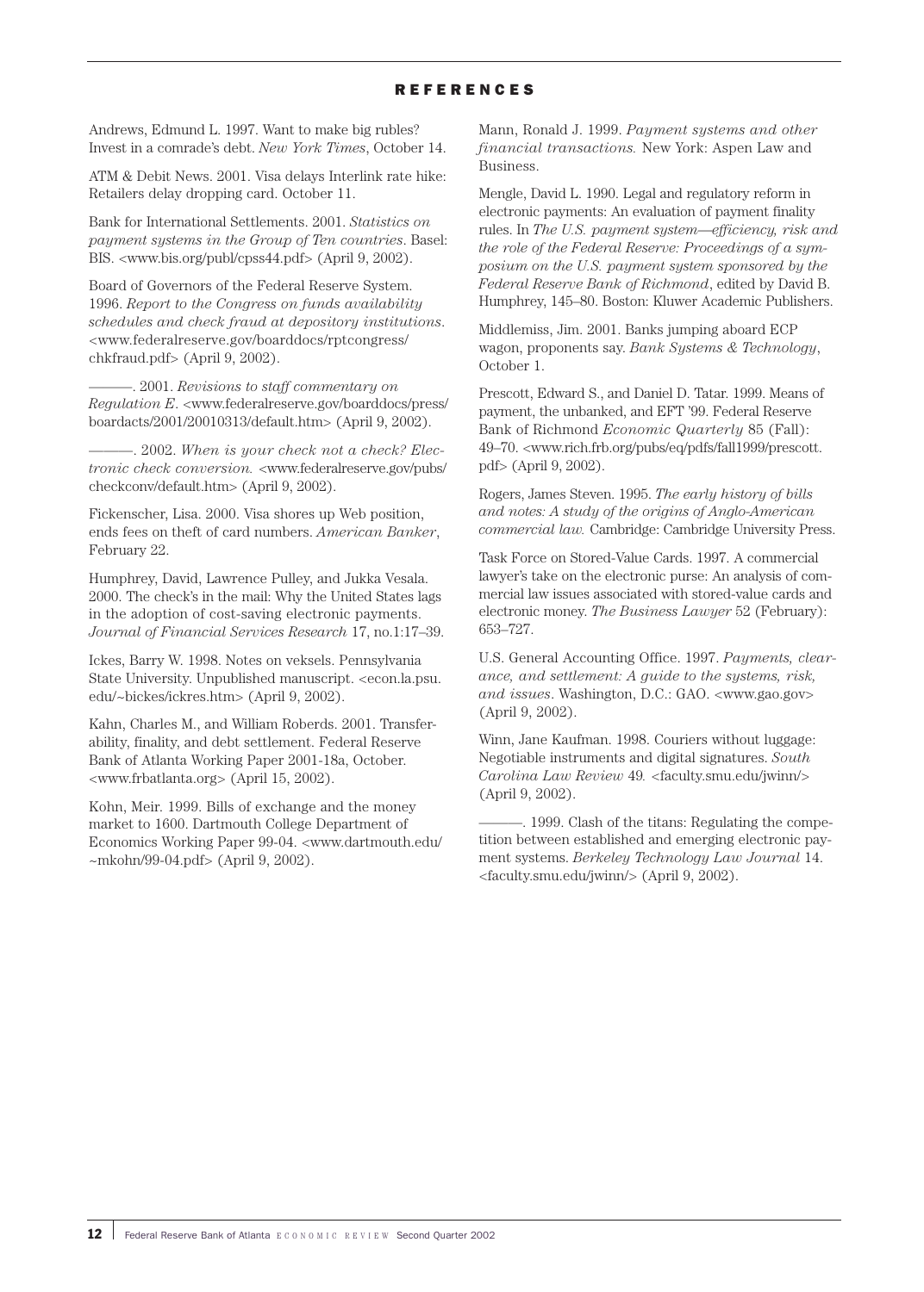## REFERENCES

Andrews, Edmund L. 1997. Want to make big rubles? Invest in a comrade's debt. *New York Times*, October 14.

ATM & Debit News. 2001. Visa delays Interlink rate hike: Retailers delay dropping card. October 11.

Bank for International Settlements. 2001. *Statistics on payment systems in the Group of Ten countries*. Basel: BIS. <www.bis.org/publ/cpss44.pdf> (April 9, 2002).

Board of Governors of the Federal Reserve System. 1996. *Report to the Congress on funds availability schedules and check fraud at depository institutions*. <www.federalreserve.gov/boarddocs/rptcongress/chkfraud.pdf> (April 9, 2002).

———. 2001. *Revisions to staff commentary on Regulation E*. <www.federalreserve.gov/boarddocs/press/boardacts/2001/20010313/default.htm> (April 9, 2002).

———. 2002. *When is your check not a check? Electronic check conversion.* <www.federalreserve.gov/pubs/checkconv/default.htm> (April 9, 2002).

Fickenscher, Lisa. 2000. Visa shores up Web position, ends fees on theft of card numbers. *American Banker*, February 22.

Humphrey, David, Lawrence Pulley, and Jukka Vesala. 2000. The check's in the mail: Why the United States lags in the adoption of cost-saving electronic payments. *Journal of Financial Services Research* 17, no.1:17–39.

Ickes, Barry W. 1998. Notes on veksels. Pennsylvania State University. Unpublished manuscript. <econ.la.psu.edu/~bickes/ickres.htm> (April 9, 2002).

Kahn, Charles M., and William Roberds. 2001. Transferability, finality, and debt settlement. Federal Reserve Bank of Atlanta Working Paper 2001-18a, October. <www.frbatlanta.org> (April 15, 2002).

Kohn, Meir. 1999. Bills of exchange and the money market to 1600. Dartmouth College Department of Economics Working Paper 99-04. <www.dartmouth.edu/~mkohn/99-04.pdf> (April 9, 2002).

Mann, Ronald J. 1999. *Payment systems and other financial transactions.* New York: Aspen Law and Business.

Mengle, David L. 1990. Legal and regulatory reform in electronic payments: An evaluation of payment finality rules. In *The U.S. payment system—efficiency, risk and the role of the Federal Reserve: Proceedings of a symposium on the U.S. payment system sponsored by the Federal Reserve Bank of Richmond*, edited by David B. Humphrey, 145–80. Boston: Kluwer Academic Publishers.

Middlemiss, Jim. 2001. Banks jumping aboard ECP wagon, proponents say. *Bank Systems & Technology*, October 1.

Prescott, Edward S., and Daniel D. Tatar. 1999. Means of payment, the unbanked, and EFT '99. Federal Reserve Bank of Richmond *Economic Quarterly* 85 (Fall): 49–70. <www.rich.frb.org/pubs/eq/pdfs/fall1999/prescott.pdf> (April 9, 2002).

Rogers, James Steven. 1995. *The early history of bills and notes: A study of the origins of Anglo-American commercial law.* Cambridge: Cambridge University Press.

Task Force on Stored-Value Cards. 1997. A commercial lawyer's take on the electronic purse: An analysis of commercial law issues associated with stored-value cards and electronic money. *The Business Lawyer* 52 (February): 653–727.

U.S. General Accounting Office. 1997. *Payments, clearance, and settlement: A guide to the systems, risk, and issues*. Washington, D.C.: GAO. <www.gao.gov> (April 9, 2002).

Winn, Jane Kaufman. 1998. Couriers without luggage: Negotiable instruments and digital signatures. *South Carolina Law Review* 49. <faculty.smu.edu/jwinn/> (April 9, 2002).

———. 1999. Clash of the titans: Regulating the competition between established and emerging electronic payment systems. *Berkeley Technology Law Journal* 14. <faculty.smu.edu/jwinn/> (April 9, 2002).